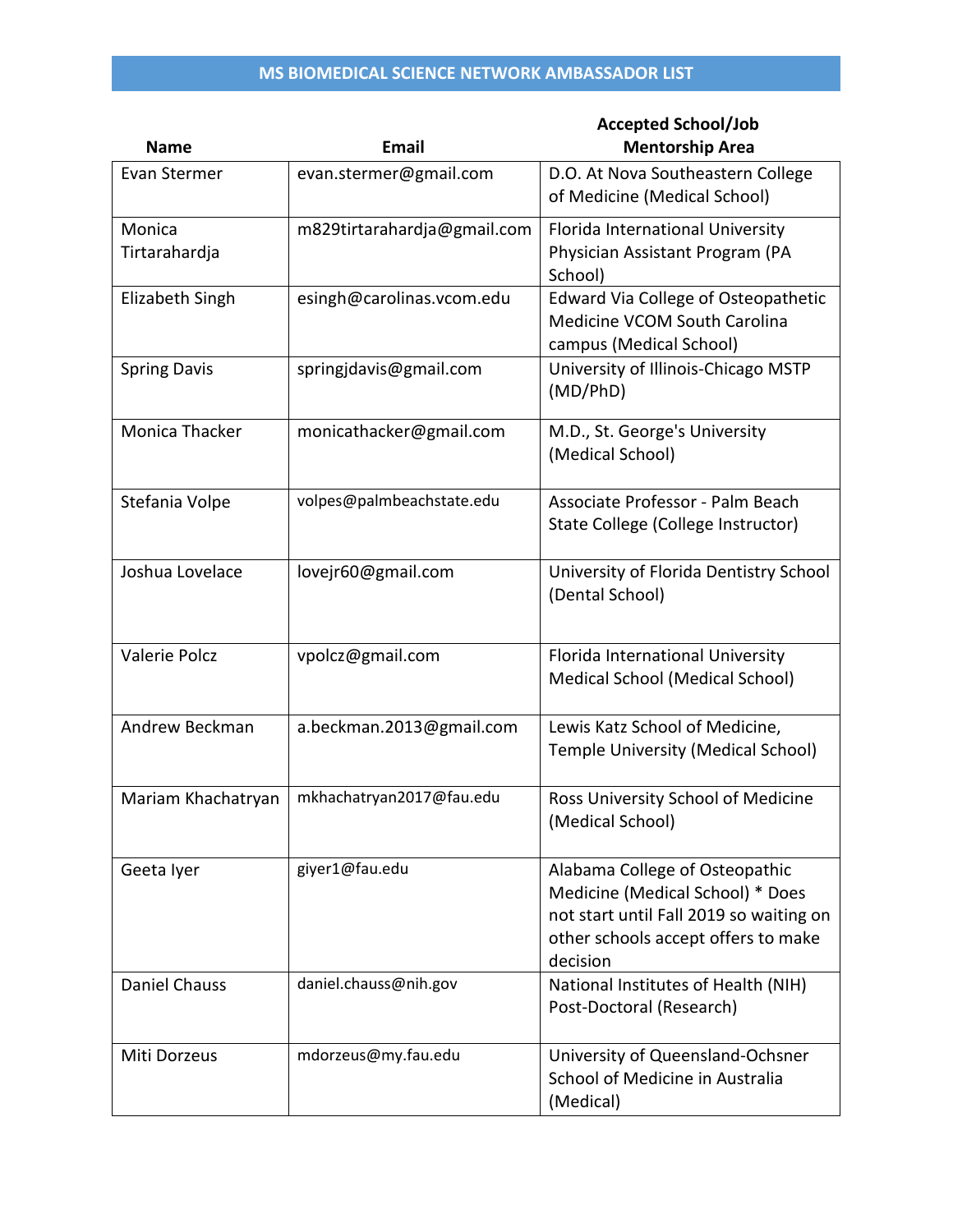# MS BIOMEDICAL SCIENCE NETWORK AMBASSADOR LIST

| Name | Email | Accepted School/Job Mentorship Area |
|---|---|---|
| Evan Stermer | evan.stermer@gmail.com | D.O. At Nova Southeastern College of Medicine (Medical School) |
| Monica Tirtarahardja | m829tirtarahardja@gmail.com | Florida International University Physician Assistant Program (PA School) |
| Elizabeth Singh | esingh@carolinas.vcom.edu | Edward Via College of Osteopathetic Medicine VCOM South Carolina campus (Medical School) |
| Spring Davis | springjdavis@gmail.com | University of Illinois-Chicago MSTP (MD/PhD) |
| Monica Thacker | monicathacker@gmail.com | M.D., St. George's University (Medical School) |
| Stefania Volpe | volpes@palmbeachstate.edu | Associate Professor - Palm Beach State College (College Instructor) |
| Joshua Lovelace | lovejr60@gmail.com | University of Florida Dentistry School (Dental School) |
| Valerie Polcz | vpolcz@gmail.com | Florida International University Medical School (Medical School) |
| Andrew Beckman | a.beckman.2013@gmail.com | Lewis Katz School of Medicine, Temple University (Medical School) |
| Mariam Khachatryan | mkhachatryan2017@fau.edu | Ross University School of Medicine (Medical School) |
| Geeta Iyer | giyer1@fau.edu | Alabama College of Osteopathic Medicine (Medical School) * Does not start until Fall 2019 so waiting on other schools accept offers to make decision |
| Daniel Chauss | daniel.chauss@nih.gov | National Institutes of Health (NIH) Post-Doctoral (Research) |
| Miti Dorzeus | mdorzeus@my.fau.edu | University of Queensland-Ochsner School of Medicine in Australia (Medical) |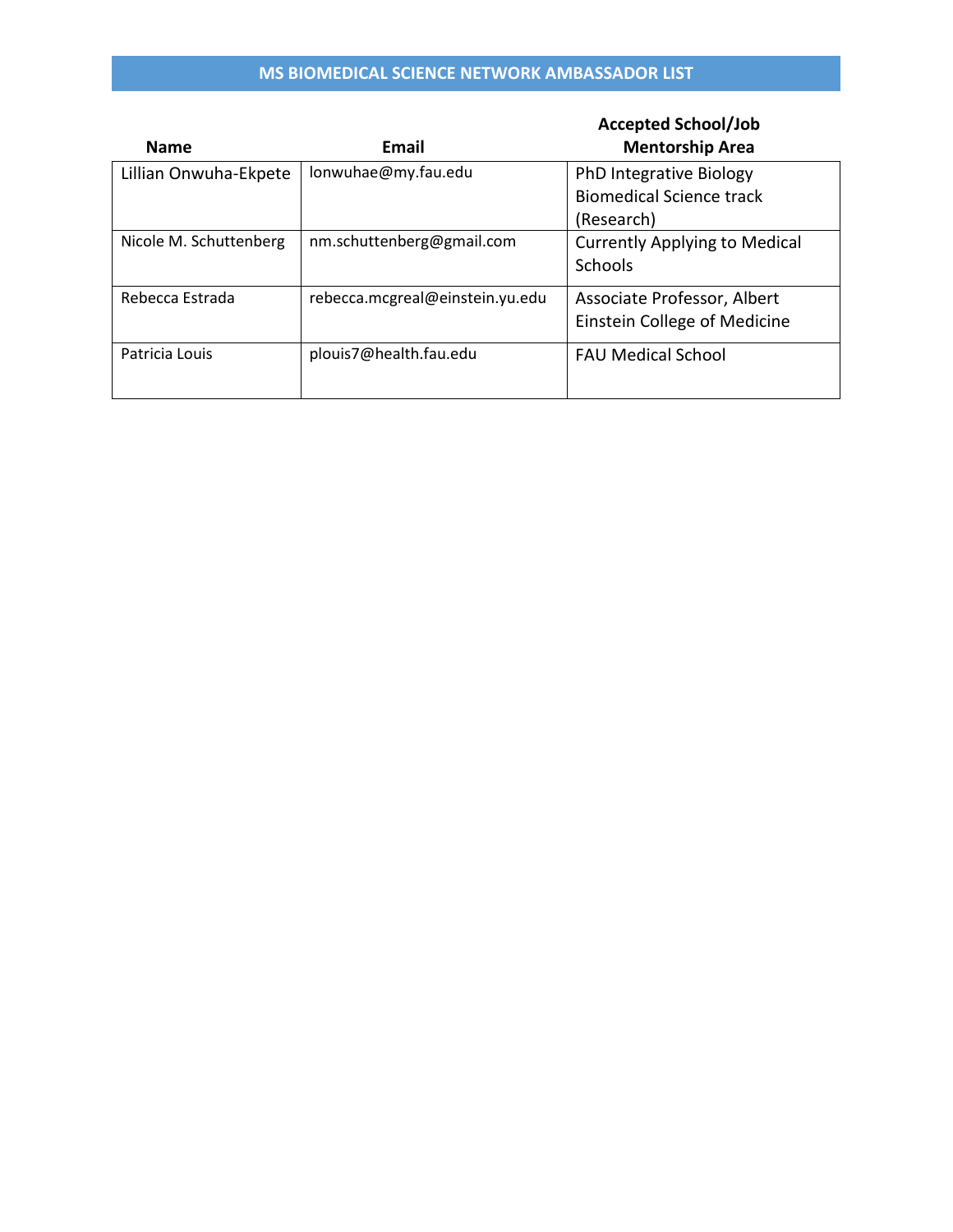## MS BIOMEDICAL SCIENCE NETWORK AMBASSADOR LIST

| Name | Email | Accepted School/Job Mentorship Area |
|---|---|---|
| Lillian Onwuha-Ekpete | lonwuhae@my.fau.edu | PhD Integrative Biology Biomedical Science track (Research) |
| Nicole M. Schuttenberg | nm.schuttenberg@gmail.com | Currently Applying to Medical Schools |
| Rebecca Estrada | rebecca.mcgreal@einstein.yu.edu | Associate Professor, Albert Einstein College of Medicine |
| Patricia Louis | plouis7@health.fau.edu | FAU Medical School |